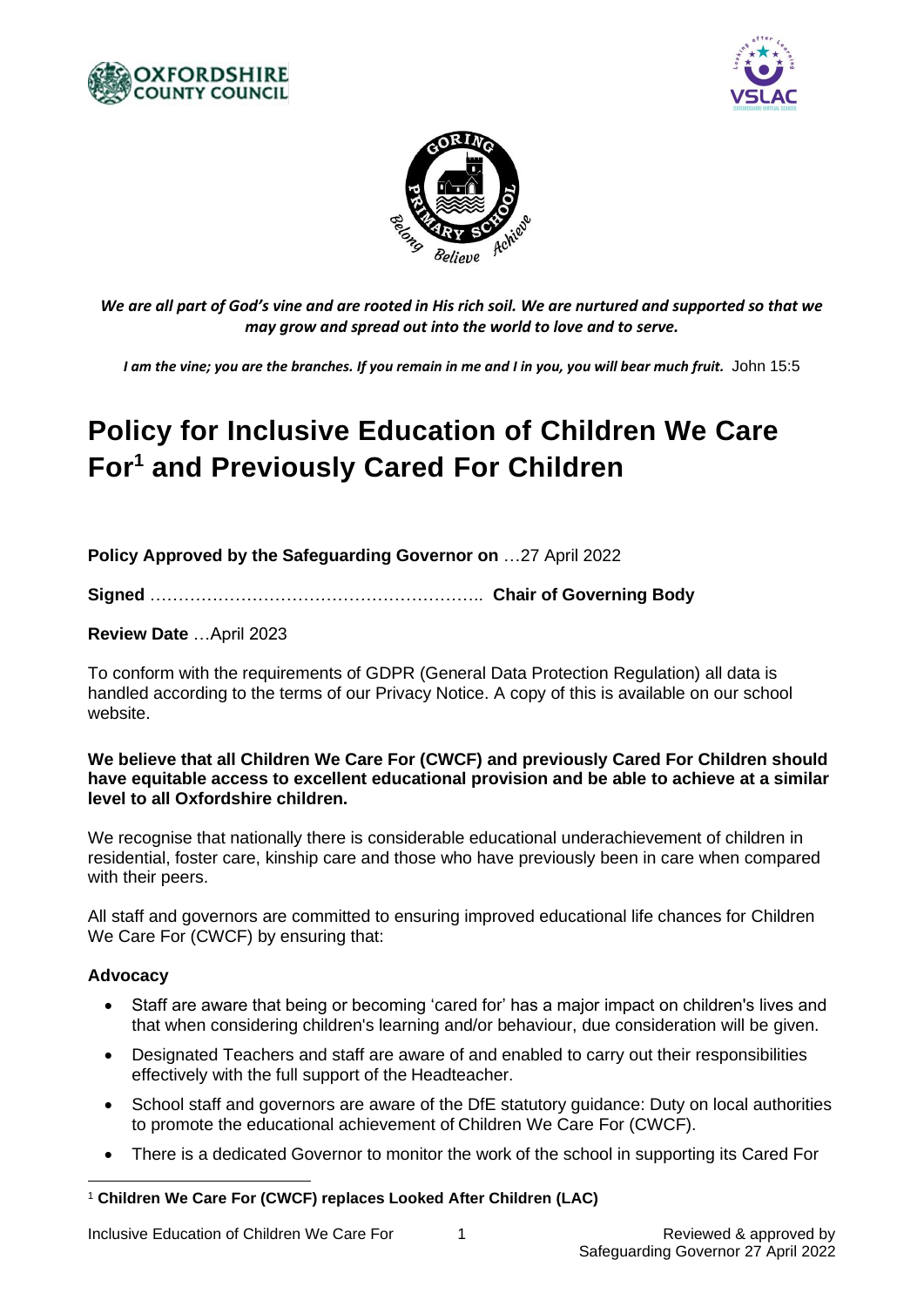*We are all part of God's vine and are rooted in His rich soil. We are nurtured and supported so that we may grow and spread out into the world to love and to serve.*

***I am the vine; you are the branches. If you remain in me and I in you, you will bear much fruit.*** John 15:5

# Policy for Inclusive Education of Children We Care For[1] and Previously Cared For Children

**Policy Approved by the Safeguarding Governor on** …27 April 2022

**Signed** ………………………………………………….. **Chair of Governing Body**

**Review Date** …April 2023

To conform with the requirements of GDPR (General Data Protection Regulation) all data is handled according to the terms of our Privacy Notice. A copy of this is available on our school website.

**We believe that all Children We Care For (CWCF) and previously Cared For Children should have equitable access to excellent educational provision and be able to achieve at a similar level to all Oxfordshire children.**

We recognise that nationally there is considerable educational underachievement of children in residential, foster care, kinship care and those who have previously been in care when compared with their peers.

All staff and governors are committed to ensuring improved educational life chances for Children We Care For (CWCF) by ensuring that:

### Advocacy

- Staff are aware that being or becoming 'cared for' has a major impact on children's lives and that when considering children's learning and/or behaviour, due consideration will be given.
- Designated Teachers and staff are aware of and enabled to carry out their responsibilities effectively with the full support of the Headteacher.
- School staff and governors are aware of the DfE statutory guidance: Duty on local authorities to promote the educational achievement of Children We Care For (CWCF).
- There is a dedicated Governor to monitor the work of the school in supporting its Cared For

[1] **Children We Care For (CWCF) replaces Looked After Children (LAC)**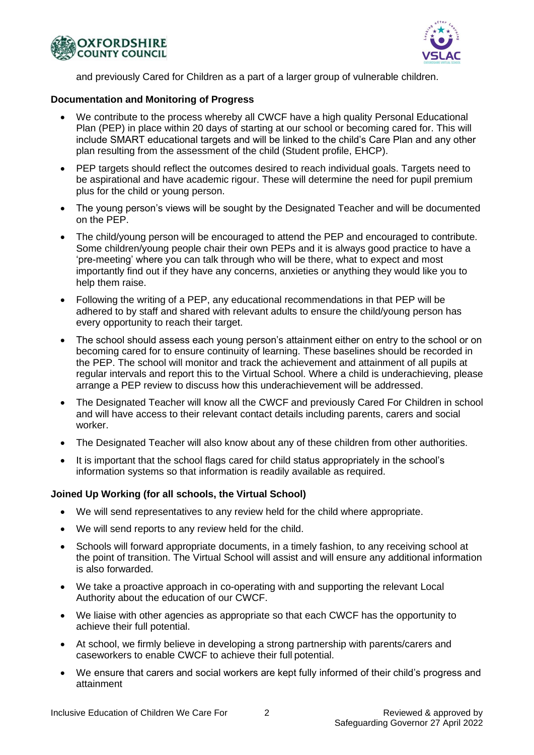and previously Cared for Children as a part of a larger group of vulnerable children.

**Documentation and Monitoring of Progress**

- We contribute to the process whereby all CWCF have a high quality Personal Educational Plan (PEP) in place within 20 days of starting at our school or becoming cared for. This will include SMART educational targets and will be linked to the child's Care Plan and any other plan resulting from the assessment of the child (Student profile, EHCP).
- PEP targets should reflect the outcomes desired to reach individual goals. Targets need to be aspirational and have academic rigour. These will determine the need for pupil premium plus for the child or young person.
- The young person's views will be sought by the Designated Teacher and will be documented on the PEP.
- The child/young person will be encouraged to attend the PEP and encouraged to contribute. Some children/young people chair their own PEPs and it is always good practice to have a 'pre-meeting' where you can talk through who will be there, what to expect and most importantly find out if they have any concerns, anxieties or anything they would like you to help them raise.
- Following the writing of a PEP, any educational recommendations in that PEP will be adhered to by staff and shared with relevant adults to ensure the child/young person has every opportunity to reach their target.
- The school should assess each young person's attainment either on entry to the school or on becoming cared for to ensure continuity of learning. These baselines should be recorded in the PEP. The school will monitor and track the achievement and attainment of all pupils at regular intervals and report this to the Virtual School. Where a child is underachieving, please arrange a PEP review to discuss how this underachievement will be addressed.
- The Designated Teacher will know all the CWCF and previously Cared For Children in school and will have access to their relevant contact details including parents, carers and social worker.
- The Designated Teacher will also know about any of these children from other authorities.
- It is important that the school flags cared for child status appropriately in the school's information systems so that information is readily available as required.

**Joined Up Working (for all schools, the Virtual School)**

- We will send representatives to any review held for the child where appropriate.
- We will send reports to any review held for the child.
- Schools will forward appropriate documents, in a timely fashion, to any receiving school at the point of transition. The Virtual School will assist and will ensure any additional information is also forwarded.
- We take a proactive approach in co-operating with and supporting the relevant Local Authority about the education of our CWCF.
- We liaise with other agencies as appropriate so that each CWCF has the opportunity to achieve their full potential.
- At school, we firmly believe in developing a strong partnership with parents/carers and caseworkers to enable CWCF to achieve their full potential.
- We ensure that carers and social workers are kept fully informed of their child's progress and attainment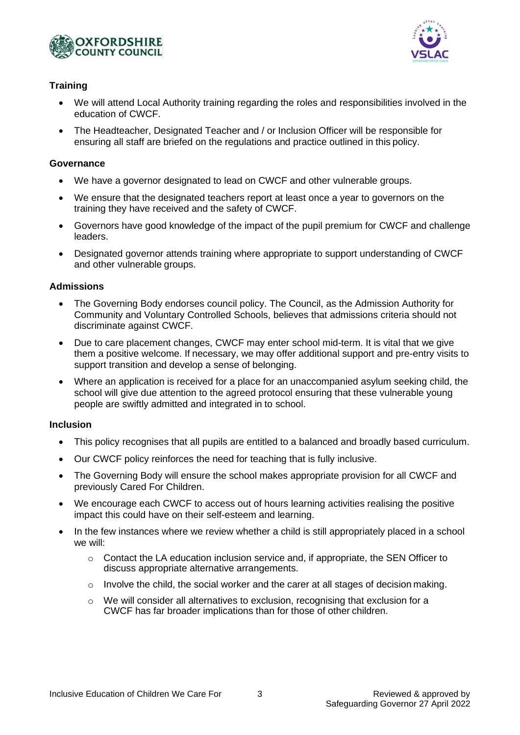### Training

- We will attend Local Authority training regarding the roles and responsibilities involved in the education of CWCF.
- The Headteacher, Designated Teacher and / or Inclusion Officer will be responsible for ensuring all staff are briefed on the regulations and practice outlined in this policy.

### Governance

- We have a governor designated to lead on CWCF and other vulnerable groups.
- We ensure that the designated teachers report at least once a year to governors on the training they have received and the safety of CWCF.
- Governors have good knowledge of the impact of the pupil premium for CWCF and challenge leaders.
- Designated governor attends training where appropriate to support understanding of CWCF and other vulnerable groups.

### Admissions

- The Governing Body endorses council policy. The Council, as the Admission Authority for Community and Voluntary Controlled Schools, believes that admissions criteria should not discriminate against CWCF.
- Due to care placement changes, CWCF may enter school mid-term. It is vital that we give them a positive welcome. If necessary, we may offer additional support and pre-entry visits to support transition and develop a sense of belonging.
- Where an application is received for a place for an unaccompanied asylum seeking child, the school will give due attention to the agreed protocol ensuring that these vulnerable young people are swiftly admitted and integrated in to school.

### Inclusion

- This policy recognises that all pupils are entitled to a balanced and broadly based curriculum.
- Our CWCF policy reinforces the need for teaching that is fully inclusive.
- The Governing Body will ensure the school makes appropriate provision for all CWCF and previously Cared For Children.
- We encourage each CWCF to access out of hours learning activities realising the positive impact this could have on their self-esteem and learning.
- In the few instances where we review whether a child is still appropriately placed in a school we will:
    - Contact the LA education inclusion service and, if appropriate, the SEN Officer to discuss appropriate alternative arrangements.
    - Involve the child, the social worker and the carer at all stages of decision making.
    - We will consider all alternatives to exclusion, recognising that exclusion for a CWCF has far broader implications than for those of other children.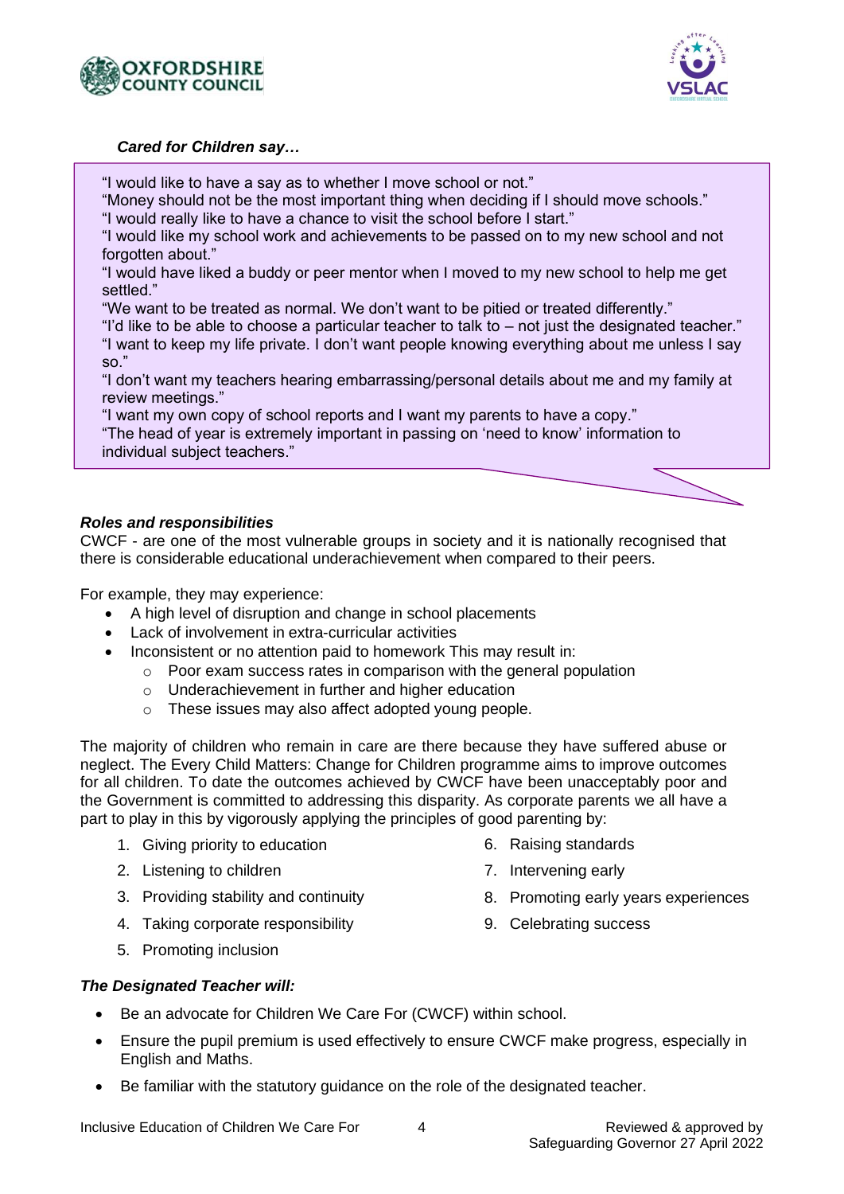***Cared for Children say…***

"I would like to have a say as to whether I move school or not."
"Money should not be the most important thing when deciding if I should move schools."
"I would really like to have a chance to visit the school before I start."
"I would like my school work and achievements to be passed on to my new school and not forgotten about."
"I would have liked a buddy or peer mentor when I moved to my new school to help me get settled."
"We want to be treated as normal. We don't want to be pitied or treated differently."
"I'd like to be able to choose a particular teacher to talk to – not just the designated teacher."
"I want to keep my life private. I don't want people knowing everything about me unless I say so."
"I don't want my teachers hearing embarrassing/personal details about me and my family at review meetings."
"I want my own copy of school reports and I want my parents to have a copy."
"The head of year is extremely important in passing on 'need to know' information to individual subject teachers."

***Roles and responsibilities***

CWCF - are one of the most vulnerable groups in society and it is nationally recognised that there is considerable educational underachievement when compared to their peers.

For example, they may experience:

- A high level of disruption and change in school placements
- Lack of involvement in extra-curricular activities
- Inconsistent or no attention paid to homework This may result in:
  - Poor exam success rates in comparison with the general population
  - Underachievement in further and higher education
  - These issues may also affect adopted young people.

The majority of children who remain in care are there because they have suffered abuse or neglect. The Every Child Matters: Change for Children programme aims to improve outcomes for all children. To date the outcomes achieved by CWCF have been unacceptably poor and the Government is committed to addressing this disparity. As corporate parents we all have a part to play in this by vigorously applying the principles of good parenting by:

1. Giving priority to education
2. Listening to children
3. Providing stability and continuity
4. Taking corporate responsibility
5. Promoting inclusion
6. Raising standards
7. Intervening early
8. Promoting early years experiences
9. Celebrating success

***The Designated Teacher will:***

- Be an advocate for Children We Care For (CWCF) within school.
- Ensure the pupil premium is used effectively to ensure CWCF make progress, especially in English and Maths.
- Be familiar with the statutory guidance on the role of the designated teacher.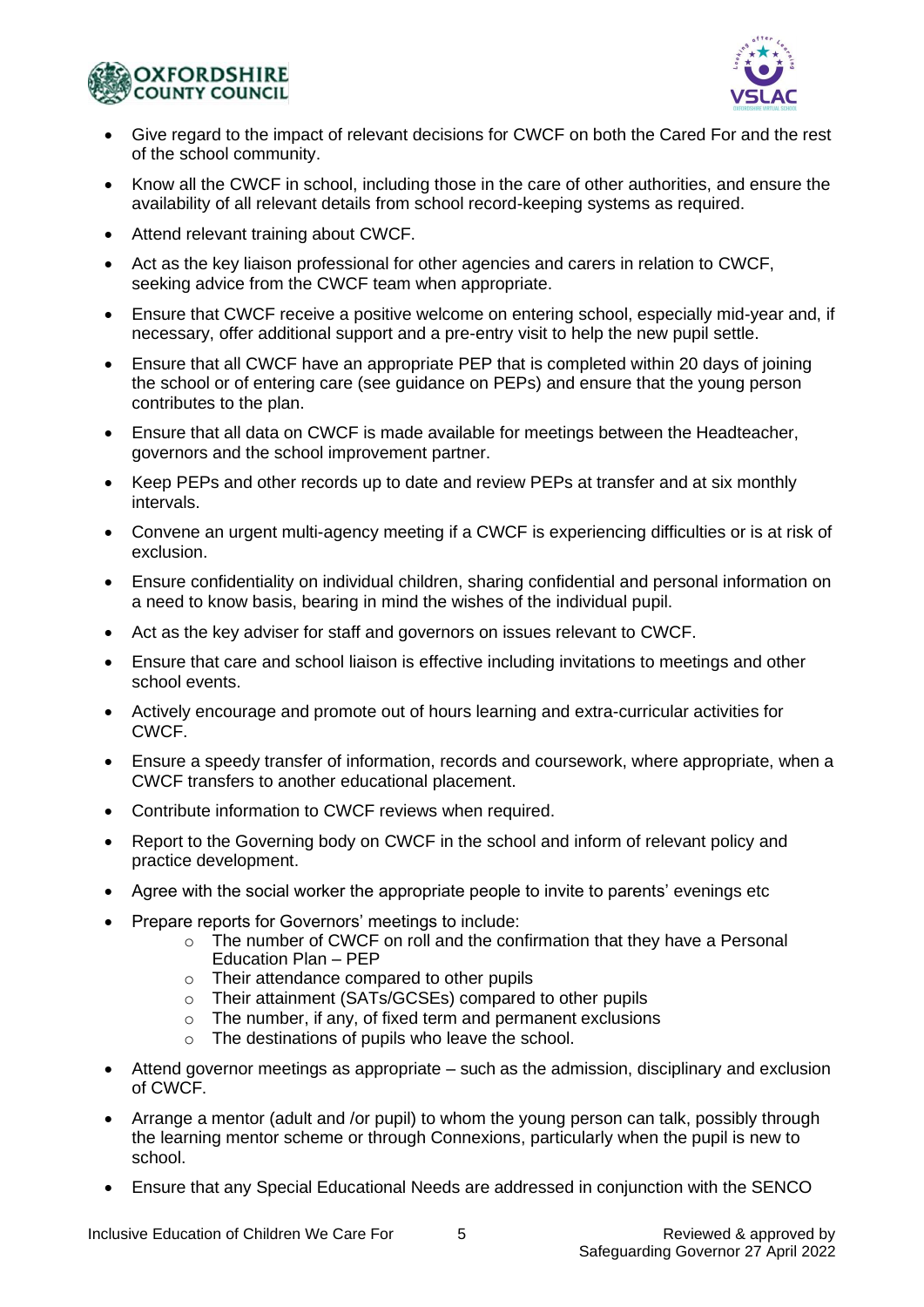- Give regard to the impact of relevant decisions for CWCF on both the Cared For and the rest of the school community.
- Know all the CWCF in school, including those in the care of other authorities, and ensure the availability of all relevant details from school record-keeping systems as required.
- Attend relevant training about CWCF.
- Act as the key liaison professional for other agencies and carers in relation to CWCF, seeking advice from the CWCF team when appropriate.
- Ensure that CWCF receive a positive welcome on entering school, especially mid-year and, if necessary, offer additional support and a pre-entry visit to help the new pupil settle.
- Ensure that all CWCF have an appropriate PEP that is completed within 20 days of joining the school or of entering care (see guidance on PEPs) and ensure that the young person contributes to the plan.
- Ensure that all data on CWCF is made available for meetings between the Headteacher, governors and the school improvement partner.
- Keep PEPs and other records up to date and review PEPs at transfer and at six monthly intervals.
- Convene an urgent multi-agency meeting if a CWCF is experiencing difficulties or is at risk of exclusion.
- Ensure confidentiality on individual children, sharing confidential and personal information on a need to know basis, bearing in mind the wishes of the individual pupil.
- Act as the key adviser for staff and governors on issues relevant to CWCF.
- Ensure that care and school liaison is effective including invitations to meetings and other school events.
- Actively encourage and promote out of hours learning and extra-curricular activities for CWCF.
- Ensure a speedy transfer of information, records and coursework, where appropriate, when a CWCF transfers to another educational placement.
- Contribute information to CWCF reviews when required.
- Report to the Governing body on CWCF in the school and inform of relevant policy and practice development.
- Agree with the social worker the appropriate people to invite to parents' evenings etc
- Prepare reports for Governors' meetings to include:
  - The number of CWCF on roll and the confirmation that they have a Personal Education Plan – PEP
  - Their attendance compared to other pupils
  - Their attainment (SATs/GCSEs) compared to other pupils
  - The number, if any, of fixed term and permanent exclusions
  - The destinations of pupils who leave the school.
- Attend governor meetings as appropriate – such as the admission, disciplinary and exclusion of CWCF.
- Arrange a mentor (adult and /or pupil) to whom the young person can talk, possibly through the learning mentor scheme or through Connexions, particularly when the pupil is new to school.
- Ensure that any Special Educational Needs are addressed in conjunction with the SENCO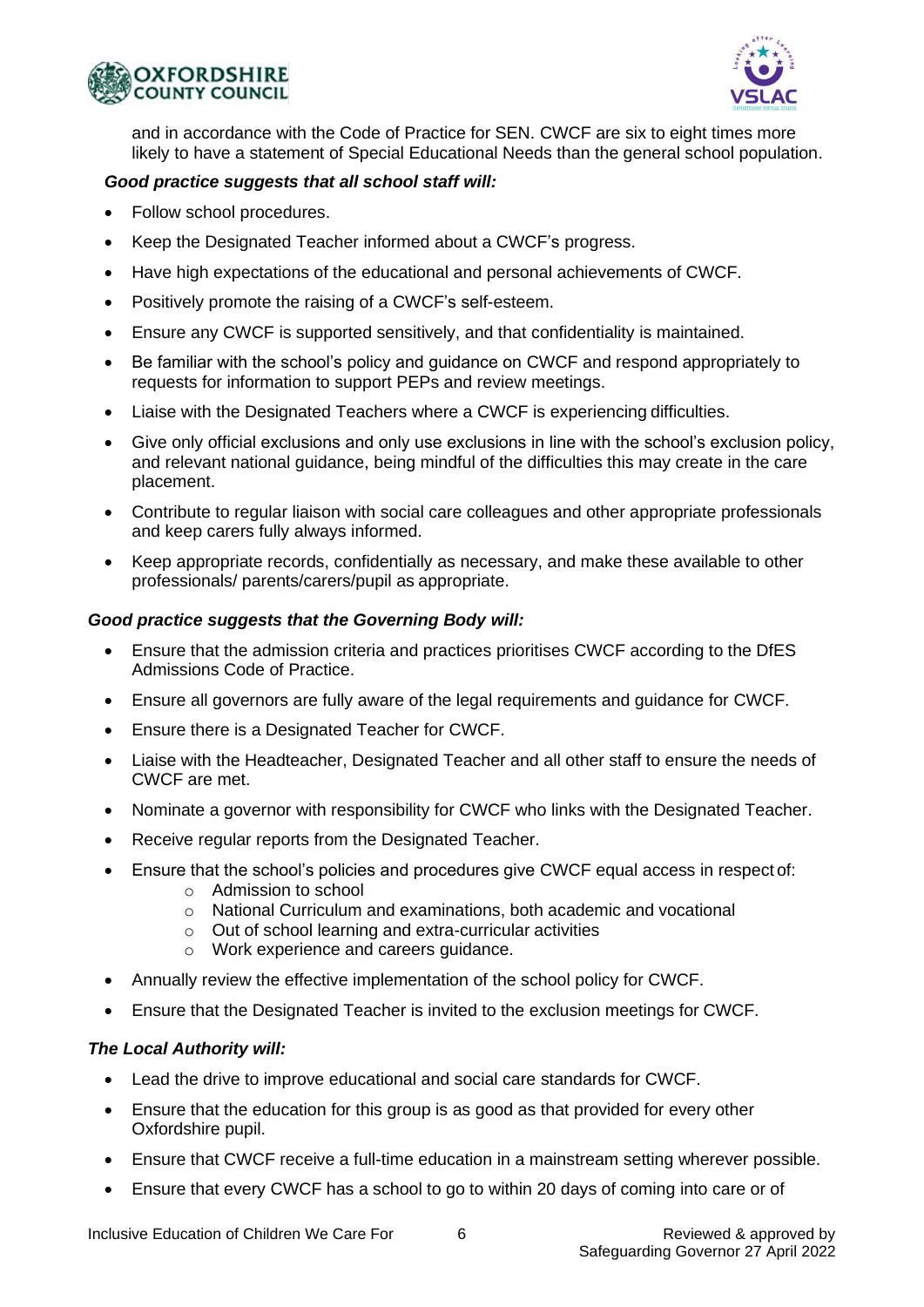and in accordance with the Code of Practice for SEN. CWCF are six to eight times more likely to have a statement of Special Educational Needs than the general school population.

***Good practice suggests that all school staff will:***

- Follow school procedures.
- Keep the Designated Teacher informed about a CWCF's progress.
- Have high expectations of the educational and personal achievements of CWCF.
- Positively promote the raising of a CWCF's self-esteem.
- Ensure any CWCF is supported sensitively, and that confidentiality is maintained.
- Be familiar with the school's policy and guidance on CWCF and respond appropriately to requests for information to support PEPs and review meetings.
- Liaise with the Designated Teachers where a CWCF is experiencing difficulties.
- Give only official exclusions and only use exclusions in line with the school's exclusion policy, and relevant national guidance, being mindful of the difficulties this may create in the care placement.
- Contribute to regular liaison with social care colleagues and other appropriate professionals and keep carers fully always informed.
- Keep appropriate records, confidentially as necessary, and make these available to other professionals/ parents/carers/pupil as appropriate.

***Good practice suggests that the Governing Body will:***

- Ensure that the admission criteria and practices prioritises CWCF according to the DfES Admissions Code of Practice.
- Ensure all governors are fully aware of the legal requirements and guidance for CWCF.
- Ensure there is a Designated Teacher for CWCF.
- Liaise with the Headteacher, Designated Teacher and all other staff to ensure the needs of CWCF are met.
- Nominate a governor with responsibility for CWCF who links with the Designated Teacher.
- Receive regular reports from the Designated Teacher.
- Ensure that the school's policies and procedures give CWCF equal access in respect of:
  - Admission to school
  - National Curriculum and examinations, both academic and vocational
  - Out of school learning and extra-curricular activities
  - Work experience and careers guidance.
- Annually review the effective implementation of the school policy for CWCF.
- Ensure that the Designated Teacher is invited to the exclusion meetings for CWCF.

***The Local Authority will:***

- Lead the drive to improve educational and social care standards for CWCF.
- Ensure that the education for this group is as good as that provided for every other Oxfordshire pupil.
- Ensure that CWCF receive a full-time education in a mainstream setting wherever possible.
- Ensure that every CWCF has a school to go to within 20 days of coming into care or of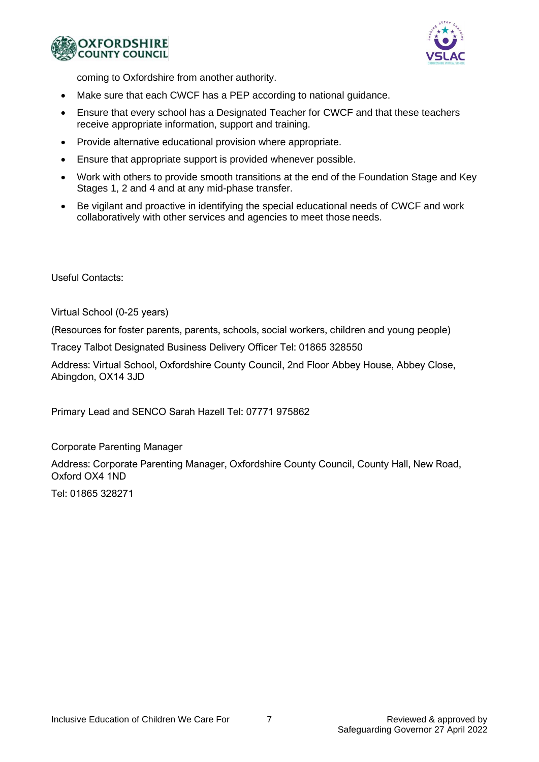coming to Oxfordshire from another authority.

- Make sure that each CWCF has a PEP according to national guidance.
- Ensure that every school has a Designated Teacher for CWCF and that these teachers receive appropriate information, support and training.
- Provide alternative educational provision where appropriate.
- Ensure that appropriate support is provided whenever possible.
- Work with others to provide smooth transitions at the end of the Foundation Stage and Key Stages 1, 2 and 4 and at any mid-phase transfer.
- Be vigilant and proactive in identifying the special educational needs of CWCF and work collaboratively with other services and agencies to meet those needs.

Useful Contacts:

Virtual School (0-25 years)

(Resources for foster parents, parents, schools, social workers, children and young people)

Tracey Talbot Designated Business Delivery Officer Tel: 01865 328550

Address: Virtual School, Oxfordshire County Council, 2nd Floor Abbey House, Abbey Close, Abingdon, OX14 3JD

Primary Lead and SENCO Sarah Hazell Tel: 07771 975862

Corporate Parenting Manager

Address: Corporate Parenting Manager, Oxfordshire County Council, County Hall, New Road, Oxford OX4 1ND

Tel: 01865 328271